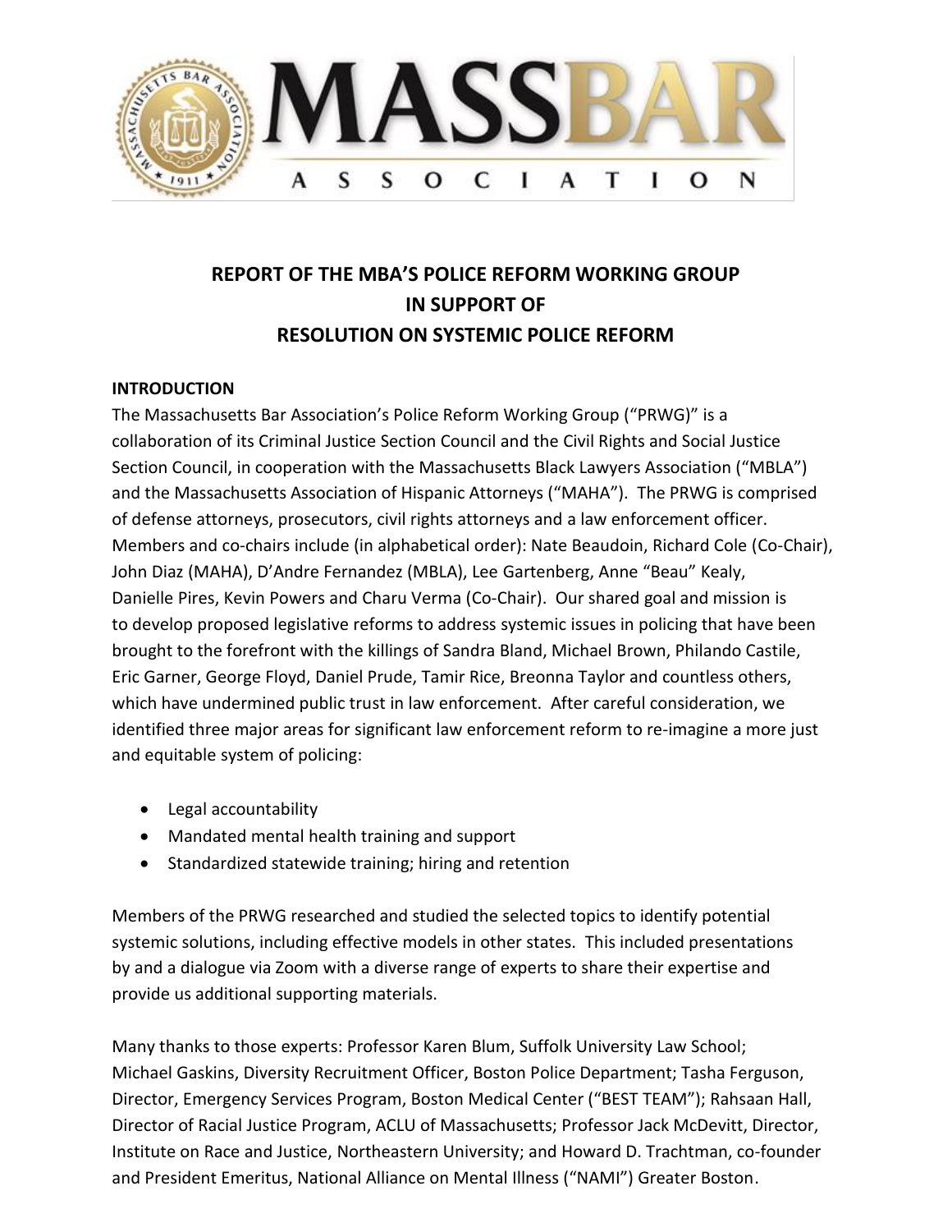# REPORT OF THE MBA'S POLICE REFORM WORKING GROUP IN SUPPORT OF RESOLUTION ON SYSTEMIC POLICE REFORM

## INTRODUCTION

The Massachusetts Bar Association's Police Reform Working Group ("PRWG") is a collaboration of its Criminal Justice Section Council and the Civil Rights and Social Justice Section Council, in cooperation with the Massachusetts Black Lawyers Association ("MBLA") and the Massachusetts Association of Hispanic Attorneys ("MAHA"). The PRWG is comprised of defense attorneys, prosecutors, civil rights attorneys and a law enforcement officer. Members and co-chairs include (in alphabetical order): Nate Beaudoin, Richard Cole (Co-Chair), John Diaz (MAHA), D'Andre Fernandez (MBLA), Lee Gartenberg, Anne "Beau" Kealy, Danielle Pires, Kevin Powers and Charu Verma (Co-Chair). Our shared goal and mission is to develop proposed legislative reforms to address systemic issues in policing that have been brought to the forefront with the killings of Sandra Bland, Michael Brown, Philando Castile, Eric Garner, George Floyd, Daniel Prude, Tamir Rice, Breonna Taylor and countless others, which have undermined public trust in law enforcement. After careful consideration, we identified three major areas for significant law enforcement reform to re-imagine a more just and equitable system of policing:

- Legal accountability
- Mandated mental health training and support
- Standardized statewide training; hiring and retention

Members of the PRWG researched and studied the selected topics to identify potential systemic solutions, including effective models in other states. This included presentations by and a dialogue via Zoom with a diverse range of experts to share their expertise and provide us additional supporting materials.

Many thanks to those experts: Professor Karen Blum, Suffolk University Law School; Michael Gaskins, Diversity Recruitment Officer, Boston Police Department; Tasha Ferguson, Director, Emergency Services Program, Boston Medical Center ("BEST TEAM"); Rahsaan Hall, Director of Racial Justice Program, ACLU of Massachusetts; Professor Jack McDevitt, Director, Institute on Race and Justice, Northeastern University; and Howard D. Trachtman, co-founder and President Emeritus, National Alliance on Mental Illness ("NAMI") Greater Boston.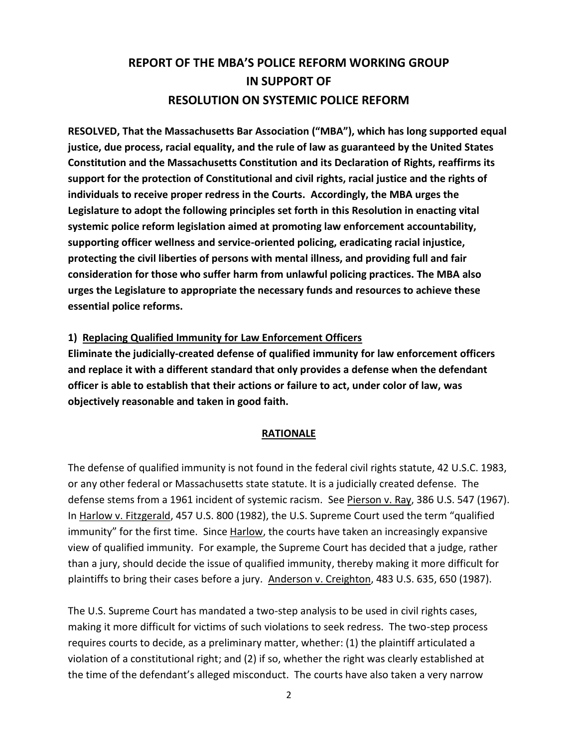# REPORT OF THE MBA'S POLICE REFORM WORKING GROUP IN SUPPORT OF RESOLUTION ON SYSTEMIC POLICE REFORM

**RESOLVED, That the Massachusetts Bar Association ("MBA"), which has long supported equal justice, due process, racial equality, and the rule of law as guaranteed by the United States Constitution and the Massachusetts Constitution and its Declaration of Rights, reaffirms its support for the protection of Constitutional and civil rights, racial justice and the rights of individuals to receive proper redress in the Courts. Accordingly, the MBA urges the Legislature to adopt the following principles set forth in this Resolution in enacting vital systemic police reform legislation aimed at promoting law enforcement accountability, supporting officer wellness and service-oriented policing, eradicating racial injustice, protecting the civil liberties of persons with mental illness, and providing full and fair consideration for those who suffer harm from unlawful policing practices. The MBA also urges the Legislature to appropriate the necessary funds and resources to achieve these essential police reforms.**

**1) Replacing Qualified Immunity for Law Enforcement Officers**

**Eliminate the judicially-created defense of qualified immunity for law enforcement officers and replace it with a different standard that only provides a defense when the defendant officer is able to establish that their actions or failure to act, under color of law, was objectively reasonable and taken in good faith.**

**RATIONALE**

The defense of qualified immunity is not found in the federal civil rights statute, 42 U.S.C. 1983, or any other federal or Massachusetts state statute. It is a judicially created defense. The defense stems from a 1961 incident of systemic racism. See Pierson v. Ray, 386 U.S. 547 (1967). In Harlow v. Fitzgerald, 457 U.S. 800 (1982), the U.S. Supreme Court used the term "qualified immunity" for the first time. Since Harlow, the courts have taken an increasingly expansive view of qualified immunity. For example, the Supreme Court has decided that a judge, rather than a jury, should decide the issue of qualified immunity, thereby making it more difficult for plaintiffs to bring their cases before a jury. Anderson v. Creighton, 483 U.S. 635, 650 (1987).

The U.S. Supreme Court has mandated a two-step analysis to be used in civil rights cases, making it more difficult for victims of such violations to seek redress. The two-step process requires courts to decide, as a preliminary matter, whether: (1) the plaintiff articulated a violation of a constitutional right; and (2) if so, whether the right was clearly established at the time of the defendant's alleged misconduct. The courts have also taken a very narrow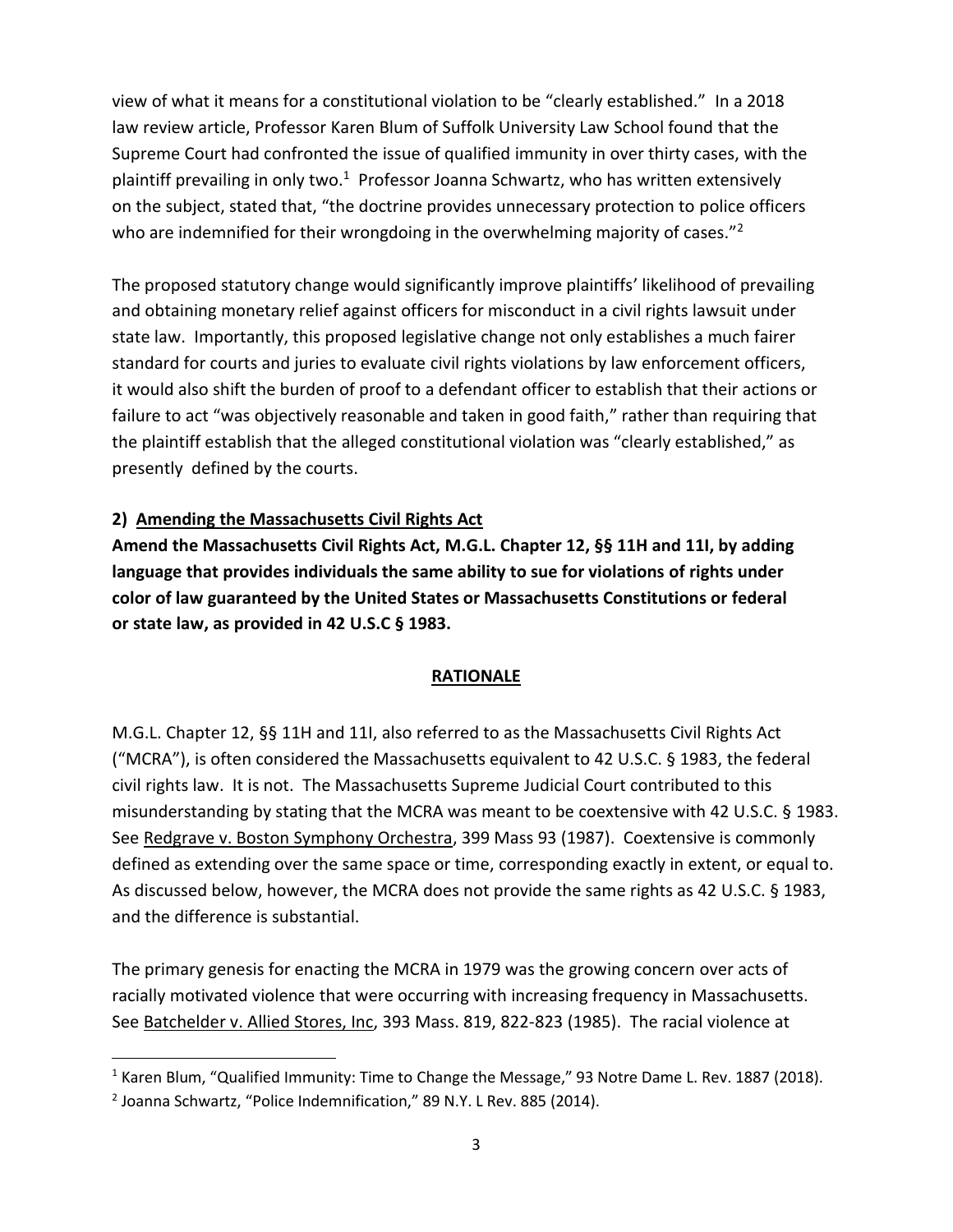view of what it means for a constitutional violation to be "clearly established." In a 2018 law review article, Professor Karen Blum of Suffolk University Law School found that the Supreme Court had confronted the issue of qualified immunity in over thirty cases, with the plaintiff prevailing in only two.[1] Professor Joanna Schwartz, who has written extensively on the subject, stated that, "the doctrine provides unnecessary protection to police officers who are indemnified for their wrongdoing in the overwhelming majority of cases."[2]

The proposed statutory change would significantly improve plaintiffs' likelihood of prevailing and obtaining monetary relief against officers for misconduct in a civil rights lawsuit under state law. Importantly, this proposed legislative change not only establishes a much fairer standard for courts and juries to evaluate civil rights violations by law enforcement officers, it would also shift the burden of proof to a defendant officer to establish that their actions or failure to act "was objectively reasonable and taken in good faith," rather than requiring that the plaintiff establish that the alleged constitutional violation was "clearly established," as presently defined by the courts.

**2) <u>Amending the Massachusetts Civil Rights Act</u>**

**Amend the Massachusetts Civil Rights Act, M.G.L. Chapter 12, §§ 11H and 11I, by adding language that provides individuals the same ability to sue for violations of rights under color of law guaranteed by the United States or Massachusetts Constitutions or federal or state law, as provided in 42 U.S.C § 1983.**

**<u>RATIONALE</u>**

M.G.L. Chapter 12, §§ 11H and 11I, also referred to as the Massachusetts Civil Rights Act ("MCRA"), is often considered the Massachusetts equivalent to 42 U.S.C. § 1983, the federal civil rights law. It is not. The Massachusetts Supreme Judicial Court contributed to this misunderstanding by stating that the MCRA was meant to be coextensive with 42 U.S.C. § 1983. See <u>Redgrave v. Boston Symphony Orchestra</u>, 399 Mass 93 (1987). Coextensive is commonly defined as extending over the same space or time, corresponding exactly in extent, or equal to. As discussed below, however, the MCRA does not provide the same rights as 42 U.S.C. § 1983, and the difference is substantial.

The primary genesis for enacting the MCRA in 1979 was the growing concern over acts of racially motivated violence that were occurring with increasing frequency in Massachusetts. See <u>Batchelder v. Allied Stores, Inc</u>, 393 Mass. 819, 822-823 (1985). The racial violence at

---

[1] Karen Blum, "Qualified Immunity: Time to Change the Message," 93 Notre Dame L. Rev. 1887 (2018).

[2] Joanna Schwartz, "Police Indemnification," 89 N.Y. L Rev. 885 (2014).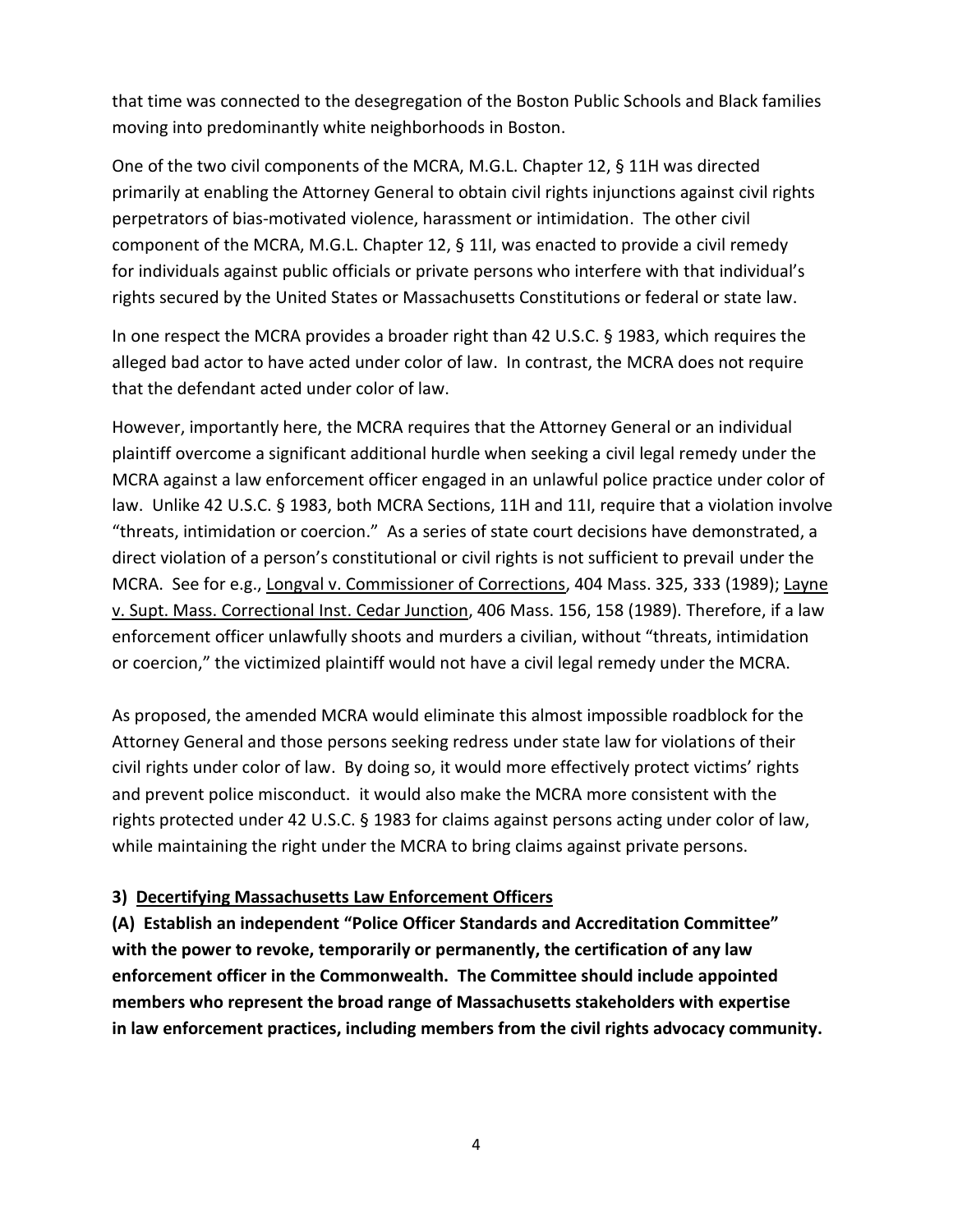that time was connected to the desegregation of the Boston Public Schools and Black families moving into predominantly white neighborhoods in Boston.

One of the two civil components of the MCRA, M.G.L. Chapter 12, § 11H was directed primarily at enabling the Attorney General to obtain civil rights injunctions against civil rights perpetrators of bias-motivated violence, harassment or intimidation. The other civil component of the MCRA, M.G.L. Chapter 12, § 11I, was enacted to provide a civil remedy for individuals against public officials or private persons who interfere with that individual's rights secured by the United States or Massachusetts Constitutions or federal or state law.

In one respect the MCRA provides a broader right than 42 U.S.C. § 1983, which requires the alleged bad actor to have acted under color of law. In contrast, the MCRA does not require that the defendant acted under color of law.

However, importantly here, the MCRA requires that the Attorney General or an individual plaintiff overcome a significant additional hurdle when seeking a civil legal remedy under the MCRA against a law enforcement officer engaged in an unlawful police practice under color of law. Unlike 42 U.S.C. § 1983, both MCRA Sections, 11H and 11I, require that a violation involve "threats, intimidation or coercion." As a series of state court decisions have demonstrated, a direct violation of a person's constitutional or civil rights is not sufficient to prevail under the MCRA. See for e.g., Longval v. Commissioner of Corrections, 404 Mass. 325, 333 (1989); Layne v. Supt. Mass. Correctional Inst. Cedar Junction, 406 Mass. 156, 158 (1989). Therefore, if a law enforcement officer unlawfully shoots and murders a civilian, without "threats, intimidation or coercion," the victimized plaintiff would not have a civil legal remedy under the MCRA.

As proposed, the amended MCRA would eliminate this almost impossible roadblock for the Attorney General and those persons seeking redress under state law for violations of their civil rights under color of law. By doing so, it would more effectively protect victims' rights and prevent police misconduct. it would also make the MCRA more consistent with the rights protected under 42 U.S.C. § 1983 for claims against persons acting under color of law, while maintaining the right under the MCRA to bring claims against private persons.

### 3) Decertifying Massachusetts Law Enforcement Officers

**(A) Establish an independent "Police Officer Standards and Accreditation Committee" with the power to revoke, temporarily or permanently, the certification of any law enforcement officer in the Commonwealth. The Committee should include appointed members who represent the broad range of Massachusetts stakeholders with expertise in law enforcement practices, including members from the civil rights advocacy community.**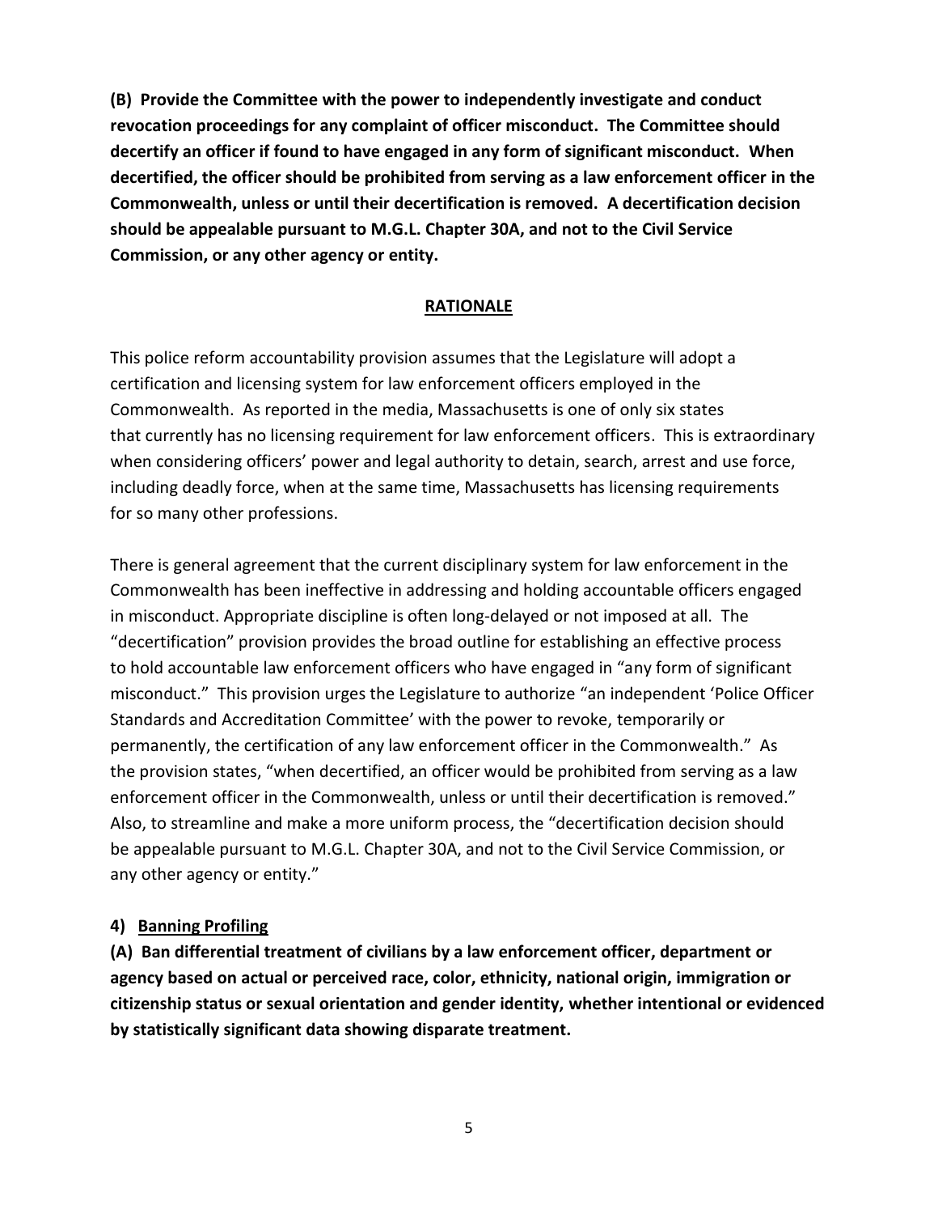**(B) Provide the Committee with the power to independently investigate and conduct revocation proceedings for any complaint of officer misconduct. The Committee should decertify an officer if found to have engaged in any form of significant misconduct. When decertified, the officer should be prohibited from serving as a law enforcement officer in the Commonwealth, unless or until their decertification is removed. A decertification decision should be appealable pursuant to M.G.L. Chapter 30A, and not to the Civil Service Commission, or any other agency or entity.**

**RATIONALE**

This police reform accountability provision assumes that the Legislature will adopt a certification and licensing system for law enforcement officers employed in the Commonwealth. As reported in the media, Massachusetts is one of only six states that currently has no licensing requirement for law enforcement officers. This is extraordinary when considering officers' power and legal authority to detain, search, arrest and use force, including deadly force, when at the same time, Massachusetts has licensing requirements for so many other professions.

There is general agreement that the current disciplinary system for law enforcement in the Commonwealth has been ineffective in addressing and holding accountable officers engaged in misconduct. Appropriate discipline is often long-delayed or not imposed at all. The "decertification" provision provides the broad outline for establishing an effective process to hold accountable law enforcement officers who have engaged in "any form of significant misconduct." This provision urges the Legislature to authorize "an independent 'Police Officer Standards and Accreditation Committee' with the power to revoke, temporarily or permanently, the certification of any law enforcement officer in the Commonwealth." As the provision states, "when decertified, an officer would be prohibited from serving as a law enforcement officer in the Commonwealth, unless or until their decertification is removed." Also, to streamline and make a more uniform process, the "decertification decision should be appealable pursuant to M.G.L. Chapter 30A, and not to the Civil Service Commission, or any other agency or entity."

**4) Banning Profiling**

**(A) Ban differential treatment of civilians by a law enforcement officer, department or agency based on actual or perceived race, color, ethnicity, national origin, immigration or citizenship status or sexual orientation and gender identity, whether intentional or evidenced by statistically significant data showing disparate treatment.**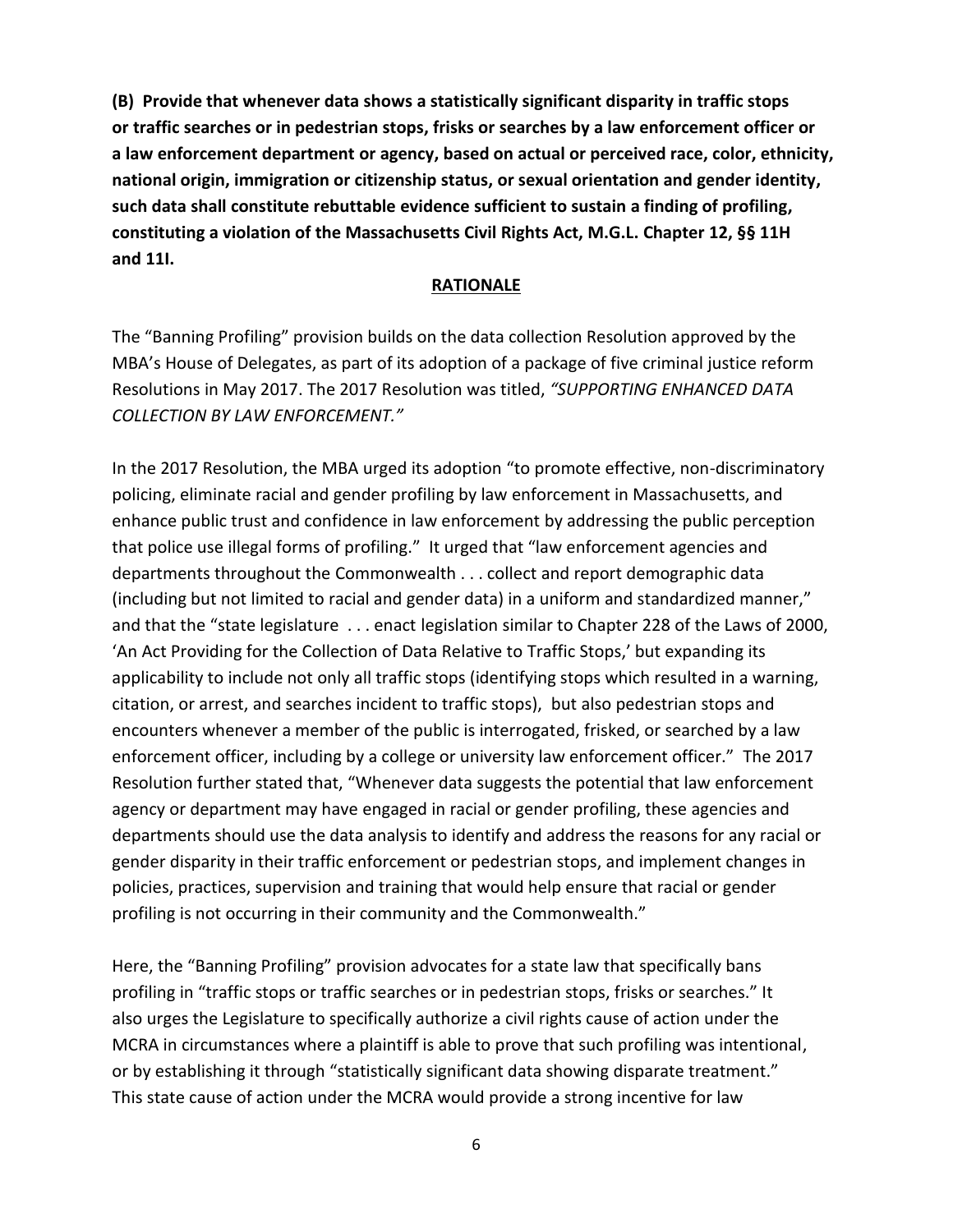**(B) Provide that whenever data shows a statistically significant disparity in traffic stops or traffic searches or in pedestrian stops, frisks or searches by a law enforcement officer or a law enforcement department or agency, based on actual or perceived race, color, ethnicity, national origin, immigration or citizenship status, or sexual orientation and gender identity, such data shall constitute rebuttable evidence sufficient to sustain a finding of profiling, constituting a violation of the Massachusetts Civil Rights Act, M.G.L. Chapter 12, §§ 11H and 11I.**

## RATIONALE

The "Banning Profiling" provision builds on the data collection Resolution approved by the MBA's House of Delegates, as part of its adoption of a package of five criminal justice reform Resolutions in May 2017. The 2017 Resolution was titled, *"SUPPORTING ENHANCED DATA COLLECTION BY LAW ENFORCEMENT."*

In the 2017 Resolution, the MBA urged its adoption "to promote effective, non-discriminatory policing, eliminate racial and gender profiling by law enforcement in Massachusetts, and enhance public trust and confidence in law enforcement by addressing the public perception that police use illegal forms of profiling." It urged that "law enforcement agencies and departments throughout the Commonwealth . . . collect and report demographic data (including but not limited to racial and gender data) in a uniform and standardized manner," and that the "state legislature . . . enact legislation similar to Chapter 228 of the Laws of 2000, 'An Act Providing for the Collection of Data Relative to Traffic Stops,' but expanding its applicability to include not only all traffic stops (identifying stops which resulted in a warning, citation, or arrest, and searches incident to traffic stops), but also pedestrian stops and encounters whenever a member of the public is interrogated, frisked, or searched by a law enforcement officer, including by a college or university law enforcement officer." The 2017 Resolution further stated that, "Whenever data suggests the potential that law enforcement agency or department may have engaged in racial or gender profiling, these agencies and departments should use the data analysis to identify and address the reasons for any racial or gender disparity in their traffic enforcement or pedestrian stops, and implement changes in policies, practices, supervision and training that would help ensure that racial or gender profiling is not occurring in their community and the Commonwealth."

Here, the "Banning Profiling" provision advocates for a state law that specifically bans profiling in "traffic stops or traffic searches or in pedestrian stops, frisks or searches." It also urges the Legislature to specifically authorize a civil rights cause of action under the MCRA in circumstances where a plaintiff is able to prove that such profiling was intentional, or by establishing it through "statistically significant data showing disparate treatment." This state cause of action under the MCRA would provide a strong incentive for law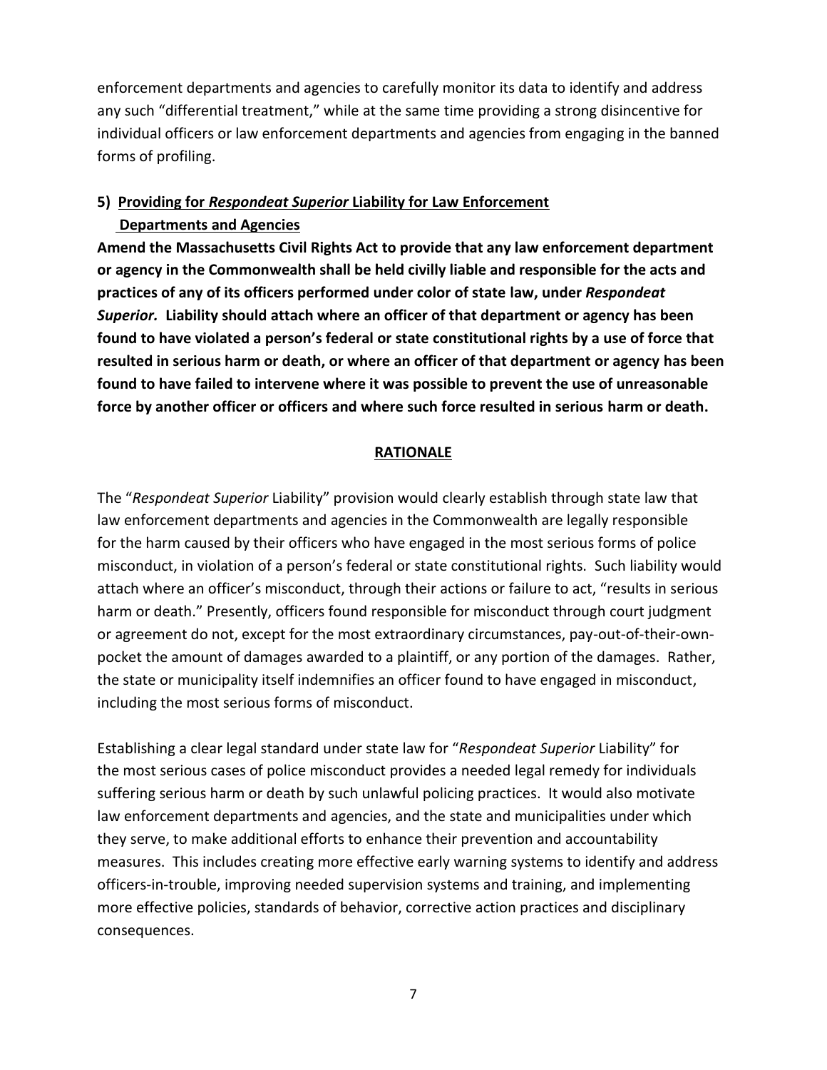enforcement departments and agencies to carefully monitor its data to identify and address any such "differential treatment," while at the same time providing a strong disincentive for individual officers or law enforcement departments and agencies from engaging in the banned forms of profiling.

### 5) Providing for *Respondeat Superior* Liability for Law Enforcement Departments and Agencies

**Amend the Massachusetts Civil Rights Act to provide that any law enforcement department or agency in the Commonwealth shall be held civilly liable and responsible for the acts and practices of any of its officers performed under color of state law, under *Respondeat Superior.* Liability should attach where an officer of that department or agency has been found to have violated a person's federal or state constitutional rights by a use of force that resulted in serious harm or death, or where an officer of that department or agency has been found to have failed to intervene where it was possible to prevent the use of unreasonable force by another officer or officers and where such force resulted in serious harm or death.**

#### RATIONALE

The "*Respondeat Superior* Liability" provision would clearly establish through state law that law enforcement departments and agencies in the Commonwealth are legally responsible for the harm caused by their officers who have engaged in the most serious forms of police misconduct, in violation of a person's federal or state constitutional rights. Such liability would attach where an officer's misconduct, through their actions or failure to act, "results in serious harm or death." Presently, officers found responsible for misconduct through court judgment or agreement do not, except for the most extraordinary circumstances, pay-out-of-their-own-pocket the amount of damages awarded to a plaintiff, or any portion of the damages. Rather, the state or municipality itself indemnifies an officer found to have engaged in misconduct, including the most serious forms of misconduct.

Establishing a clear legal standard under state law for "*Respondeat Superior* Liability" for the most serious cases of police misconduct provides a needed legal remedy for individuals suffering serious harm or death by such unlawful policing practices. It would also motivate law enforcement departments and agencies, and the state and municipalities under which they serve, to make additional efforts to enhance their prevention and accountability measures. This includes creating more effective early warning systems to identify and address officers-in-trouble, improving needed supervision systems and training, and implementing more effective policies, standards of behavior, corrective action practices and disciplinary consequences.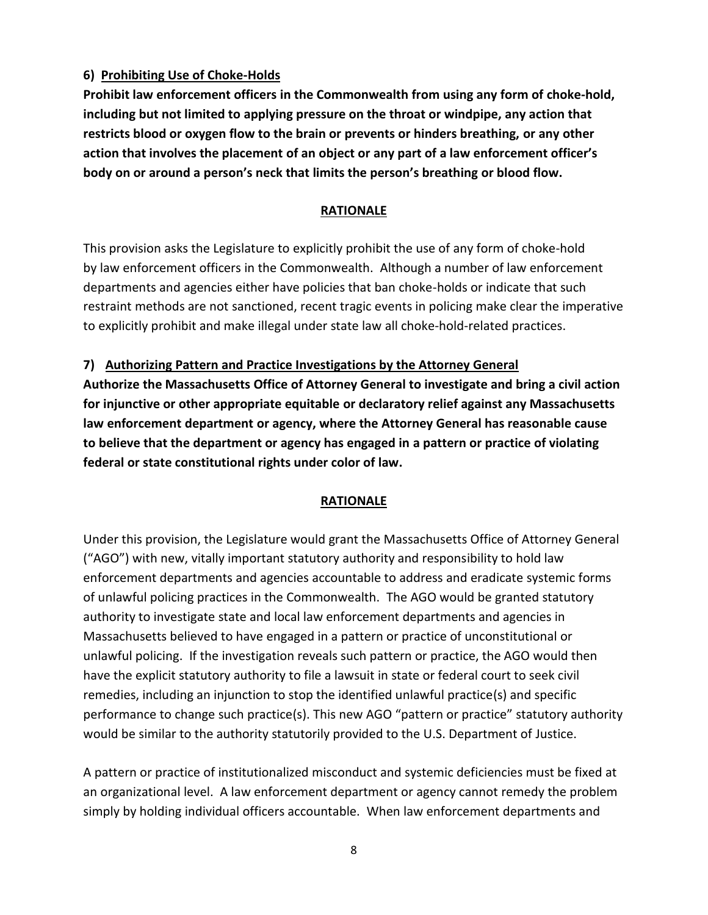### 6) <u>Prohibiting Use of Choke-Holds</u>

**Prohibit law enforcement officers in the Commonwealth from using any form of choke-hold, including but not limited to applying pressure on the throat or windpipe, any action that restricts blood or oxygen flow to the brain or prevents or hinders breathing, or any other action that involves the placement of an object or any part of a law enforcement officer's body on or around a person's neck that limits the person's breathing or blood flow.**

**<u>RATIONALE</u>**

This provision asks the Legislature to explicitly prohibit the use of any form of choke-hold by law enforcement officers in the Commonwealth. Although a number of law enforcement departments and agencies either have policies that ban choke-holds or indicate that such restraint methods are not sanctioned, recent tragic events in policing make clear the imperative to explicitly prohibit and make illegal under state law all choke-hold-related practices.

### 7) <u>Authorizing Pattern and Practice Investigations by the Attorney General</u>

**Authorize the Massachusetts Office of Attorney General to investigate and bring a civil action for injunctive or other appropriate equitable or declaratory relief against any Massachusetts law enforcement department or agency, where the Attorney General has reasonable cause to believe that the department or agency has engaged in a pattern or practice of violating federal or state constitutional rights under color of law.**

**<u>RATIONALE</u>**

Under this provision, the Legislature would grant the Massachusetts Office of Attorney General ("AGO") with new, vitally important statutory authority and responsibility to hold law enforcement departments and agencies accountable to address and eradicate systemic forms of unlawful policing practices in the Commonwealth. The AGO would be granted statutory authority to investigate state and local law enforcement departments and agencies in Massachusetts believed to have engaged in a pattern or practice of unconstitutional or unlawful policing. If the investigation reveals such pattern or practice, the AGO would then have the explicit statutory authority to file a lawsuit in state or federal court to seek civil remedies, including an injunction to stop the identified unlawful practice(s) and specific performance to change such practice(s). This new AGO "pattern or practice" statutory authority would be similar to the authority statutorily provided to the U.S. Department of Justice.

A pattern or practice of institutionalized misconduct and systemic deficiencies must be fixed at an organizational level. A law enforcement department or agency cannot remedy the problem simply by holding individual officers accountable. When law enforcement departments and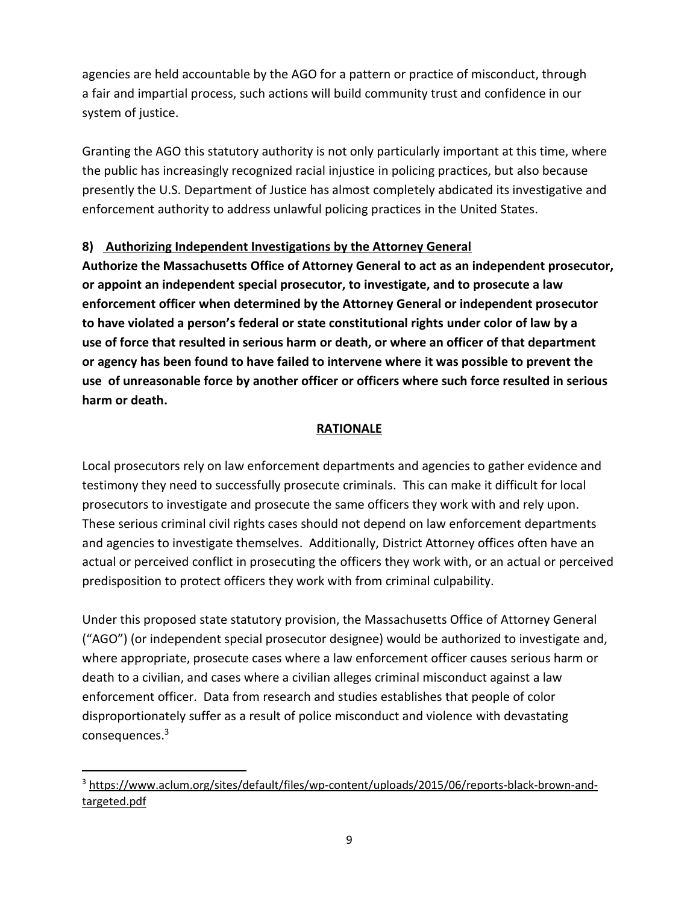agencies are held accountable by the AGO for a pattern or practice of misconduct, through a fair and impartial process, such actions will build community trust and confidence in our system of justice.

Granting the AGO this statutory authority is not only particularly important at this time, where the public has increasingly recognized racial injustice in policing practices, but also because presently the U.S. Department of Justice has almost completely abdicated its investigative and enforcement authority to address unlawful policing practices in the United States.

### 8) Authorizing Independent Investigations by the Attorney General

**Authorize the Massachusetts Office of Attorney General to act as an independent prosecutor, or appoint an independent special prosecutor, to investigate, and to prosecute a law enforcement officer when determined by the Attorney General or independent prosecutor to have violated a person's federal or state constitutional rights under color of law by a use of force that resulted in serious harm or death, or where an officer of that department or agency has been found to have failed to intervene where it was possible to prevent the use of unreasonable force by another officer or officers where such force resulted in serious harm or death.**

#### RATIONALE

Local prosecutors rely on law enforcement departments and agencies to gather evidence and testimony they need to successfully prosecute criminals. This can make it difficult for local prosecutors to investigate and prosecute the same officers they work with and rely upon. These serious criminal civil rights cases should not depend on law enforcement departments and agencies to investigate themselves. Additionally, District Attorney offices often have an actual or perceived conflict in prosecuting the officers they work with, or an actual or perceived predisposition to protect officers they work with from criminal culpability.

Under this proposed state statutory provision, the Massachusetts Office of Attorney General ("AGO") (or independent special prosecutor designee) would be authorized to investigate and, where appropriate, prosecute cases where a law enforcement officer causes serious harm or death to a civilian, and cases where a civilian alleges criminal misconduct against a law enforcement officer. Data from research and studies establishes that people of color disproportionately suffer as a result of police misconduct and violence with devastating consequences.[3]

---

[3] https://www.aclum.org/sites/default/files/wp-content/uploads/2015/06/reports-black-brown-and-targeted.pdf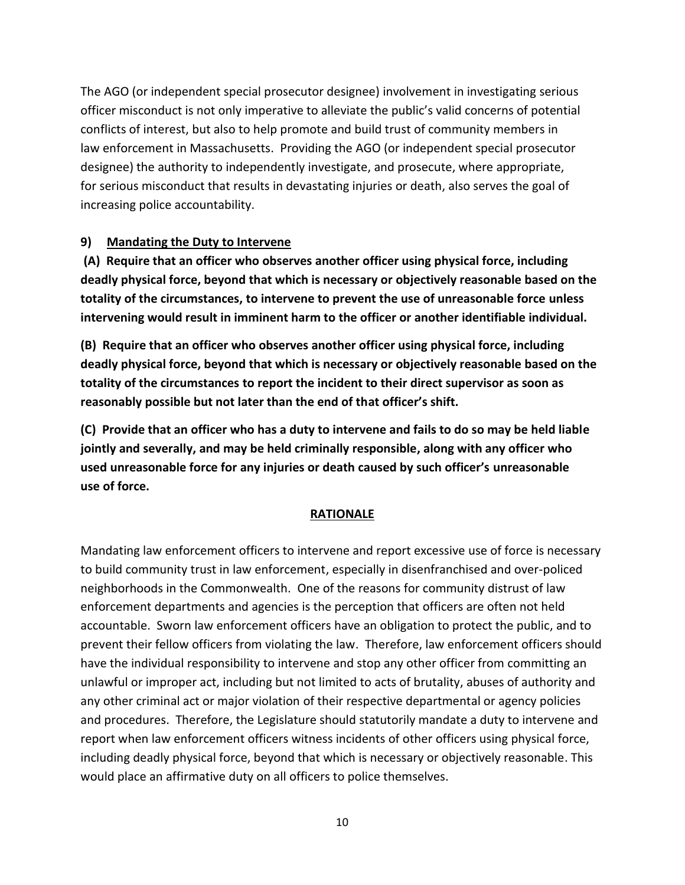The AGO (or independent special prosecutor designee) involvement in investigating serious officer misconduct is not only imperative to alleviate the public's valid concerns of potential conflicts of interest, but also to help promote and build trust of community members in law enforcement in Massachusetts. Providing the AGO (or independent special prosecutor designee) the authority to independently investigate, and prosecute, where appropriate, for serious misconduct that results in devastating injuries or death, also serves the goal of increasing police accountability.

### 9) Mandating the Duty to Intervene

**(A) Require that an officer who observes another officer using physical force, including deadly physical force, beyond that which is necessary or objectively reasonable based on the totality of the circumstances, to intervene to prevent the use of unreasonable force unless intervening would result in imminent harm to the officer or another identifiable individual.**

**(B) Require that an officer who observes another officer using physical force, including deadly physical force, beyond that which is necessary or objectively reasonable based on the totality of the circumstances to report the incident to their direct supervisor as soon as reasonably possible but not later than the end of that officer's shift.**

**(C) Provide that an officer who has a duty to intervene and fails to do so may be held liable jointly and severally, and may be held criminally responsible, along with any officer who used unreasonable force for any injuries or death caused by such officer's unreasonable use of force.**

**RATIONALE**

Mandating law enforcement officers to intervene and report excessive use of force is necessary to build community trust in law enforcement, especially in disenfranchised and over-policed neighborhoods in the Commonwealth. One of the reasons for community distrust of law enforcement departments and agencies is the perception that officers are often not held accountable. Sworn law enforcement officers have an obligation to protect the public, and to prevent their fellow officers from violating the law. Therefore, law enforcement officers should have the individual responsibility to intervene and stop any other officer from committing an unlawful or improper act, including but not limited to acts of brutality, abuses of authority and any other criminal act or major violation of their respective departmental or agency policies and procedures. Therefore, the Legislature should statutorily mandate a duty to intervene and report when law enforcement officers witness incidents of other officers using physical force, including deadly physical force, beyond that which is necessary or objectively reasonable. This would place an affirmative duty on all officers to police themselves.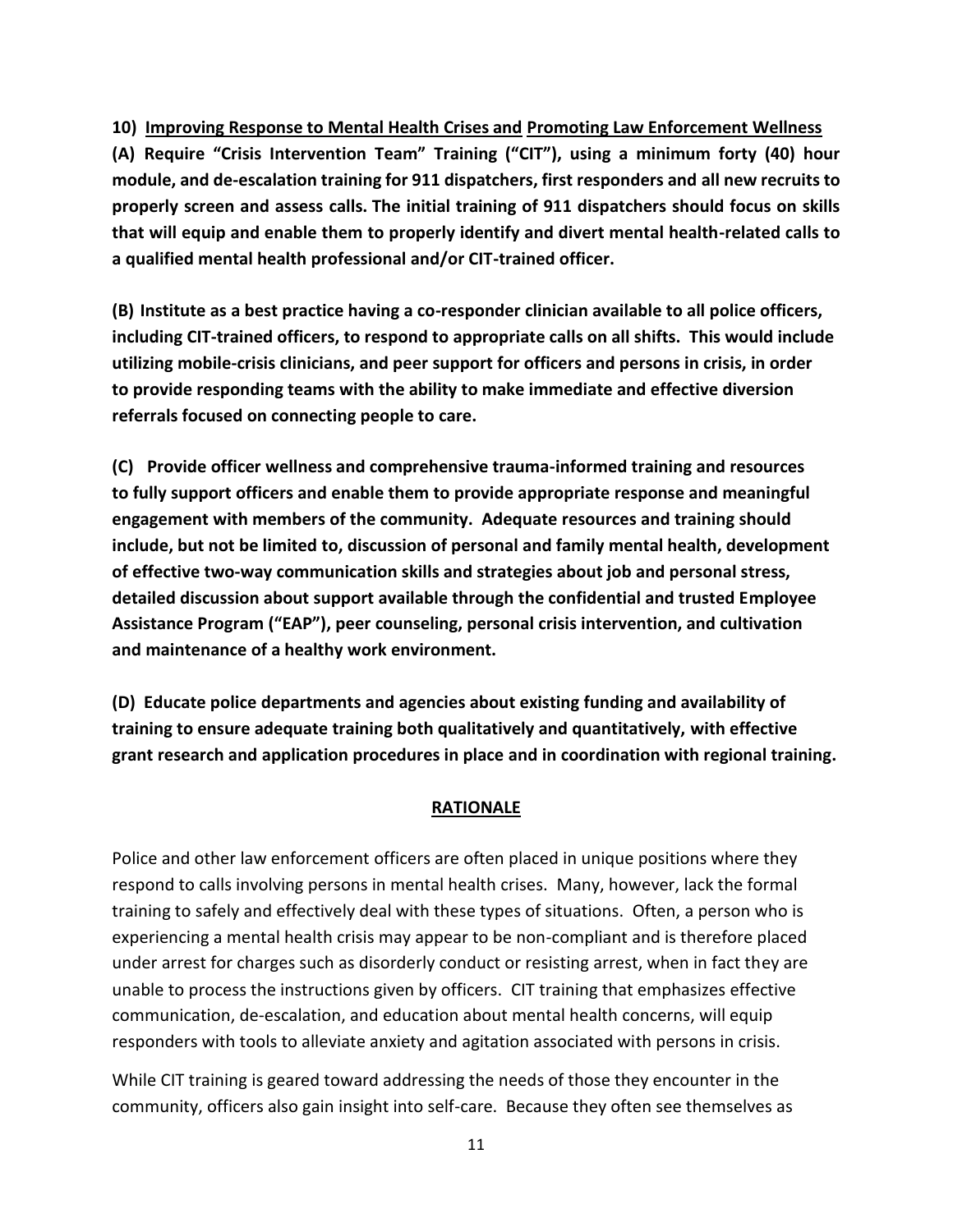**10) Improving Response to Mental Health Crises and Promoting Law Enforcement Wellness**

**(A) Require "Crisis Intervention Team" Training ("CIT"), using a minimum forty (40) hour module, and de-escalation training for 911 dispatchers, first responders and all new recruits to properly screen and assess calls. The initial training of 911 dispatchers should focus on skills that will equip and enable them to properly identify and divert mental health-related calls to a qualified mental health professional and/or CIT-trained officer.**

**(B) Institute as a best practice having a co-responder clinician available to all police officers, including CIT-trained officers, to respond to appropriate calls on all shifts. This would include utilizing mobile-crisis clinicians, and peer support for officers and persons in crisis, in order to provide responding teams with the ability to make immediate and effective diversion referrals focused on connecting people to care.**

**(C) Provide officer wellness and comprehensive trauma-informed training and resources to fully support officers and enable them to provide appropriate response and meaningful engagement with members of the community. Adequate resources and training should include, but not be limited to, discussion of personal and family mental health, development of effective two-way communication skills and strategies about job and personal stress, detailed discussion about support available through the confidential and trusted Employee Assistance Program ("EAP"), peer counseling, personal crisis intervention, and cultivation and maintenance of a healthy work environment.**

**(D) Educate police departments and agencies about existing funding and availability of training to ensure adequate training both qualitatively and quantitatively, with effective grant research and application procedures in place and in coordination with regional training.**

## RATIONALE

Police and other law enforcement officers are often placed in unique positions where they respond to calls involving persons in mental health crises. Many, however, lack the formal training to safely and effectively deal with these types of situations. Often, a person who is experiencing a mental health crisis may appear to be non-compliant and is therefore placed under arrest for charges such as disorderly conduct or resisting arrest, when in fact they are unable to process the instructions given by officers. CIT training that emphasizes effective communication, de-escalation, and education about mental health concerns, will equip responders with tools to alleviate anxiety and agitation associated with persons in crisis.

While CIT training is geared toward addressing the needs of those they encounter in the community, officers also gain insight into self-care. Because they often see themselves as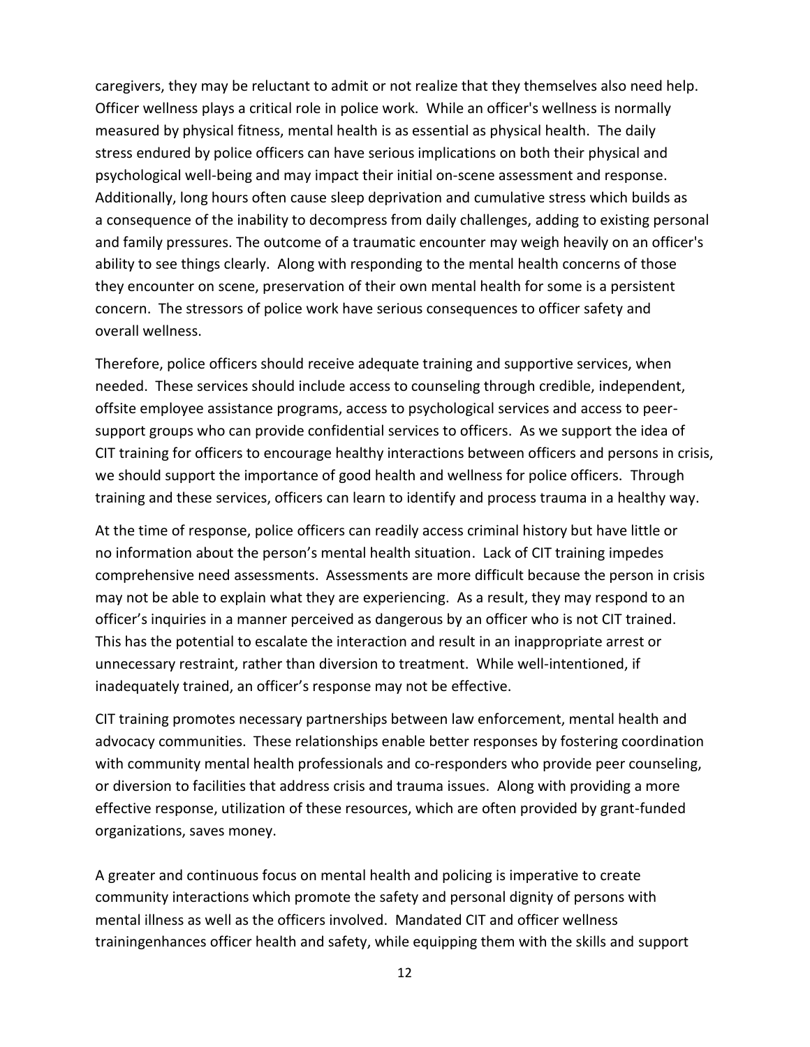caregivers, they may be reluctant to admit or not realize that they themselves also need help. Officer wellness plays a critical role in police work. While an officer's wellness is normally measured by physical fitness, mental health is as essential as physical health. The daily stress endured by police officers can have serious implications on both their physical and psychological well-being and may impact their initial on-scene assessment and response. Additionally, long hours often cause sleep deprivation and cumulative stress which builds as a consequence of the inability to decompress from daily challenges, adding to existing personal and family pressures. The outcome of a traumatic encounter may weigh heavily on an officer's ability to see things clearly. Along with responding to the mental health concerns of those they encounter on scene, preservation of their own mental health for some is a persistent concern. The stressors of police work have serious consequences to officer safety and overall wellness.

Therefore, police officers should receive adequate training and supportive services, when needed. These services should include access to counseling through credible, independent, offsite employee assistance programs, access to psychological services and access to peer-support groups who can provide confidential services to officers. As we support the idea of CIT training for officers to encourage healthy interactions between officers and persons in crisis, we should support the importance of good health and wellness for police officers. Through training and these services, officers can learn to identify and process trauma in a healthy way.

At the time of response, police officers can readily access criminal history but have little or no information about the person's mental health situation. Lack of CIT training impedes comprehensive need assessments. Assessments are more difficult because the person in crisis may not be able to explain what they are experiencing. As a result, they may respond to an officer's inquiries in a manner perceived as dangerous by an officer who is not CIT trained. This has the potential to escalate the interaction and result in an inappropriate arrest or unnecessary restraint, rather than diversion to treatment. While well-intentioned, if inadequately trained, an officer's response may not be effective.

CIT training promotes necessary partnerships between law enforcement, mental health and advocacy communities. These relationships enable better responses by fostering coordination with community mental health professionals and co-responders who provide peer counseling, or diversion to facilities that address crisis and trauma issues. Along with providing a more effective response, utilization of these resources, which are often provided by grant-funded organizations, saves money.

A greater and continuous focus on mental health and policing is imperative to create community interactions which promote the safety and personal dignity of persons with mental illness as well as the officers involved. Mandated CIT and officer wellness trainingenhances officer health and safety, while equipping them with the skills and support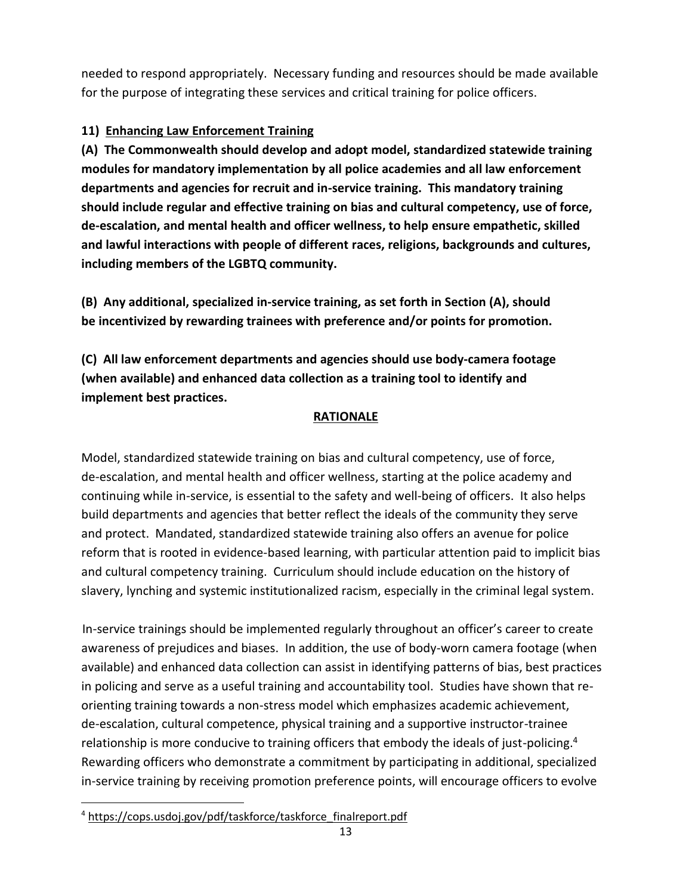needed to respond appropriately. Necessary funding and resources should be made available for the purpose of integrating these services and critical training for police officers.

### 11) Enhancing Law Enforcement Training

**(A) The Commonwealth should develop and adopt model, standardized statewide training modules for mandatory implementation by all police academies and all law enforcement departments and agencies for recruit and in-service training. This mandatory training should include regular and effective training on bias and cultural competency, use of force, de-escalation, and mental health and officer wellness, to help ensure empathetic, skilled and lawful interactions with people of different races, religions, backgrounds and cultures, including members of the LGBTQ community.**

**(B) Any additional, specialized in-service training, as set forth in Section (A), should be incentivized by rewarding trainees with preference and/or points for promotion.**

**(C) All law enforcement departments and agencies should use body-camera footage (when available) and enhanced data collection as a training tool to identify and implement best practices.**

**RATIONALE**

Model, standardized statewide training on bias and cultural competency, use of force, de-escalation, and mental health and officer wellness, starting at the police academy and continuing while in-service, is essential to the safety and well-being of officers. It also helps build departments and agencies that better reflect the ideals of the community they serve and protect. Mandated, standardized statewide training also offers an avenue for police reform that is rooted in evidence-based learning, with particular attention paid to implicit bias and cultural competency training. Curriculum should include education on the history of slavery, lynching and systemic institutionalized racism, especially in the criminal legal system.

In-service trainings should be implemented regularly throughout an officer's career to create awareness of prejudices and biases. In addition, the use of body-worn camera footage (when available) and enhanced data collection can assist in identifying patterns of bias, best practices in policing and serve as a useful training and accountability tool. Studies have shown that re-orienting training towards a non-stress model which emphasizes academic achievement, de-escalation, cultural competence, physical training and a supportive instructor-trainee relationship is more conducive to training officers that embody the ideals of just-policing.[4] Rewarding officers who demonstrate a commitment by participating in additional, specialized in-service training by receiving promotion preference points, will encourage officers to evolve

[4] https://cops.usdoj.gov/pdf/taskforce/taskforce_finalreport.pdf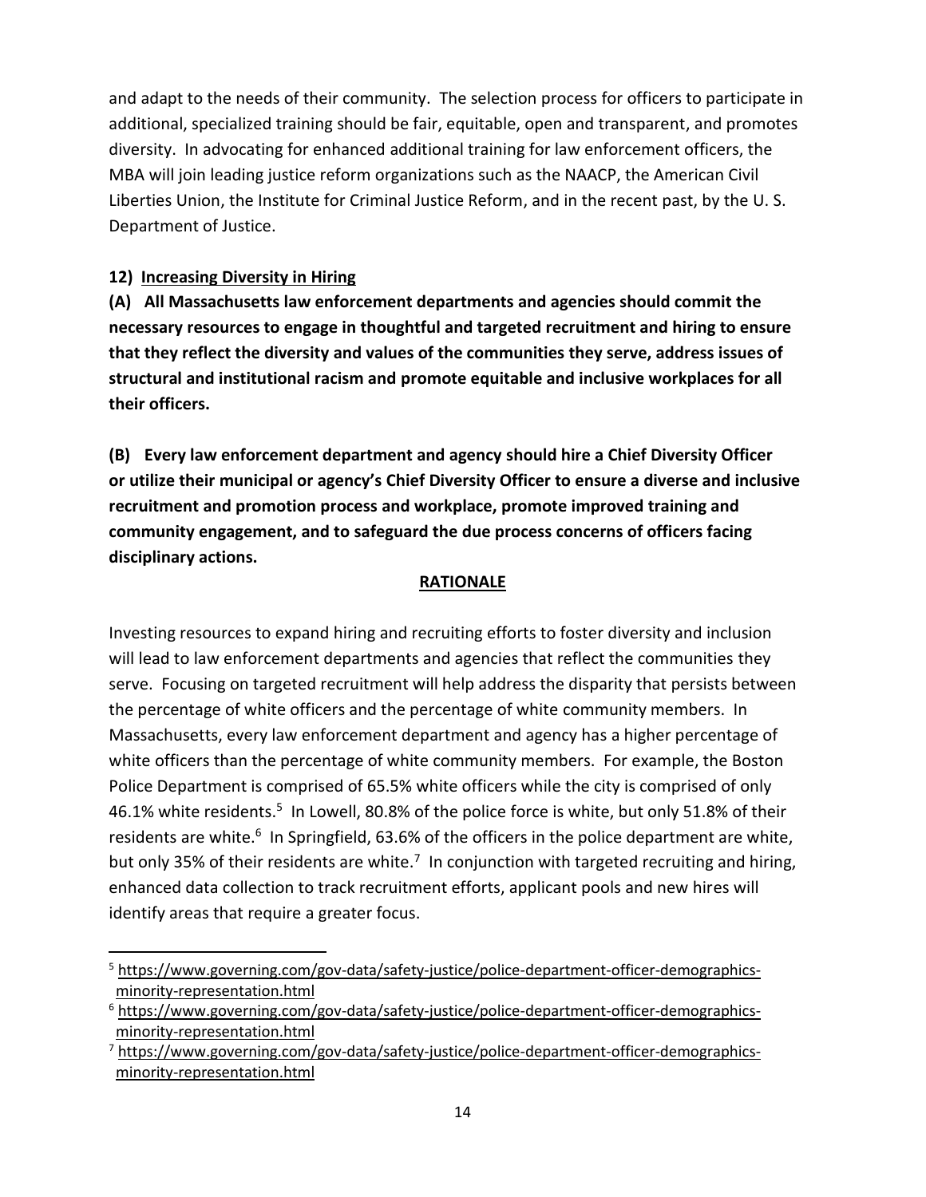and adapt to the needs of their community. The selection process for officers to participate in additional, specialized training should be fair, equitable, open and transparent, and promotes diversity. In advocating for enhanced additional training for law enforcement officers, the MBA will join leading justice reform organizations such as the NAACP, the American Civil Liberties Union, the Institute for Criminal Justice Reform, and in the recent past, by the U. S. Department of Justice.

**12) <u>Increasing Diversity in Hiring</u>**

**(A) All Massachusetts law enforcement departments and agencies should commit the necessary resources to engage in thoughtful and targeted recruitment and hiring to ensure that they reflect the diversity and values of the communities they serve, address issues of structural and institutional racism and promote equitable and inclusive workplaces for all their officers.**

**(B) Every law enforcement department and agency should hire a Chief Diversity Officer or utilize their municipal or agency's Chief Diversity Officer to ensure a diverse and inclusive recruitment and promotion process and workplace, promote improved training and community engagement, and to safeguard the due process concerns of officers facing disciplinary actions.**

**<u>RATIONALE</u>**

Investing resources to expand hiring and recruiting efforts to foster diversity and inclusion will lead to law enforcement departments and agencies that reflect the communities they serve. Focusing on targeted recruitment will help address the disparity that persists between the percentage of white officers and the percentage of white community members. In Massachusetts, every law enforcement department and agency has a higher percentage of white officers than the percentage of white community members. For example, the Boston Police Department is comprised of 65.5% white officers while the city is comprised of only 46.1% white residents.[5] In Lowell, 80.8% of the police force is white, but only 51.8% of their residents are white.[6] In Springfield, 63.6% of the officers in the police department are white, but only 35% of their residents are white.[7] In conjunction with targeted recruiting and hiring, enhanced data collection to track recruitment efforts, applicant pools and new hires will identify areas that require a greater focus.

---

[5] https://www.governing.com/gov-data/safety-justice/police-department-officer-demographics-minority-representation.html

[6] https://www.governing.com/gov-data/safety-justice/police-department-officer-demographics-minority-representation.html

[7] https://www.governing.com/gov-data/safety-justice/police-department-officer-demographics-minority-representation.html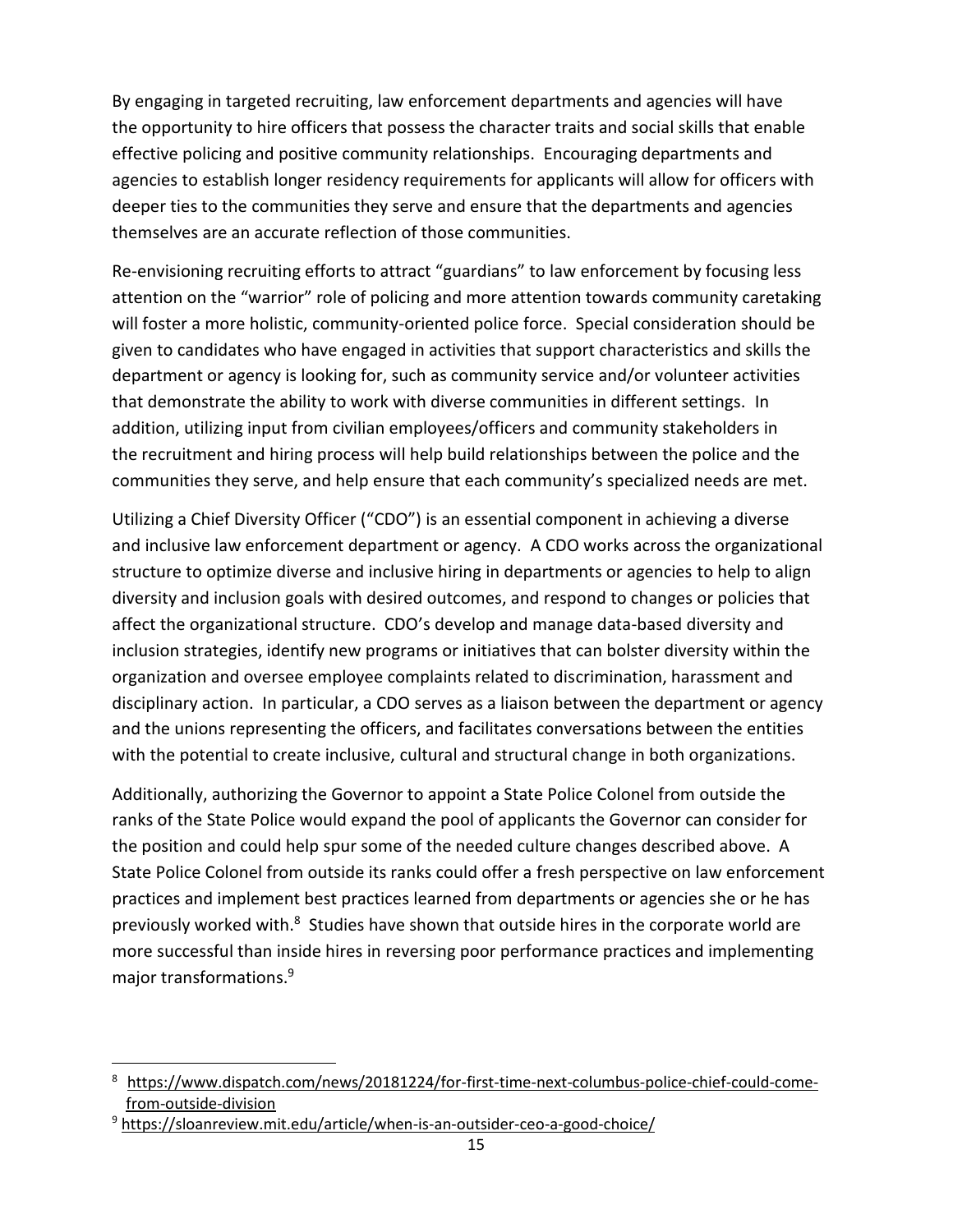By engaging in targeted recruiting, law enforcement departments and agencies will have the opportunity to hire officers that possess the character traits and social skills that enable effective policing and positive community relationships. Encouraging departments and agencies to establish longer residency requirements for applicants will allow for officers with deeper ties to the communities they serve and ensure that the departments and agencies themselves are an accurate reflection of those communities.

Re-envisioning recruiting efforts to attract "guardians" to law enforcement by focusing less attention on the "warrior" role of policing and more attention towards community caretaking will foster a more holistic, community-oriented police force. Special consideration should be given to candidates who have engaged in activities that support characteristics and skills the department or agency is looking for, such as community service and/or volunteer activities that demonstrate the ability to work with diverse communities in different settings. In addition, utilizing input from civilian employees/officers and community stakeholders in the recruitment and hiring process will help build relationships between the police and the communities they serve, and help ensure that each community's specialized needs are met.

Utilizing a Chief Diversity Officer ("CDO") is an essential component in achieving a diverse and inclusive law enforcement department or agency. A CDO works across the organizational structure to optimize diverse and inclusive hiring in departments or agencies to help to align diversity and inclusion goals with desired outcomes, and respond to changes or policies that affect the organizational structure. CDO's develop and manage data-based diversity and inclusion strategies, identify new programs or initiatives that can bolster diversity within the organization and oversee employee complaints related to discrimination, harassment and disciplinary action. In particular, a CDO serves as a liaison between the department or agency and the unions representing the officers, and facilitates conversations between the entities with the potential to create inclusive, cultural and structural change in both organizations.

Additionally, authorizing the Governor to appoint a State Police Colonel from outside the ranks of the State Police would expand the pool of applicants the Governor can consider for the position and could help spur some of the needed culture changes described above. A State Police Colonel from outside its ranks could offer a fresh perspective on law enforcement practices and implement best practices learned from departments or agencies she or he has previously worked with.[8] Studies have shown that outside hires in the corporate world are more successful than inside hires in reversing poor performance practices and implementing major transformations.[9]

---

[8] https://www.dispatch.com/news/20181224/for-first-time-next-columbus-police-chief-could-come-from-outside-division

[9] https://sloanreview.mit.edu/article/when-is-an-outsider-ceo-a-good-choice/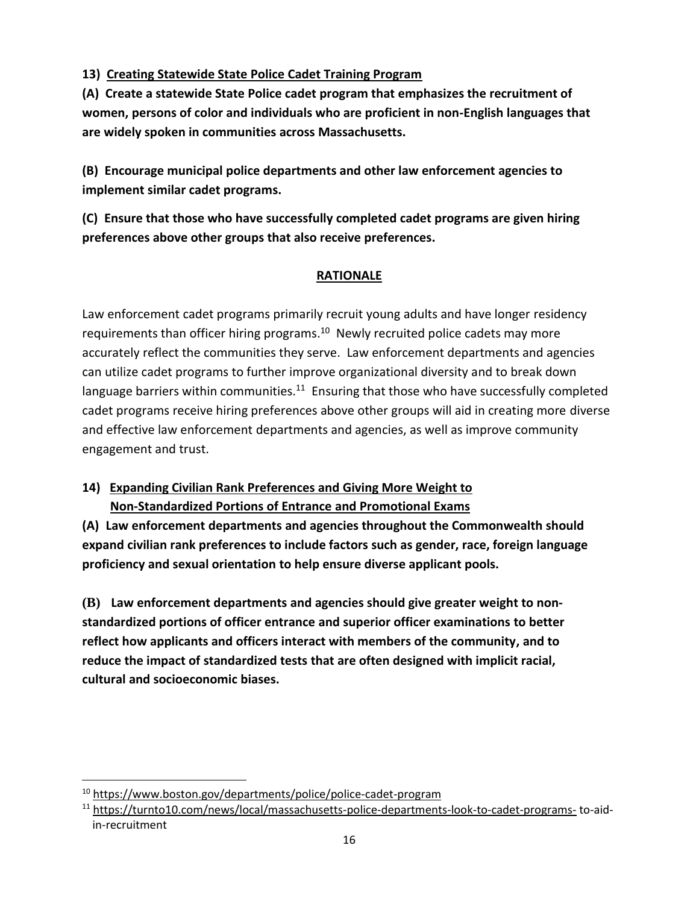**13) <u>Creating Statewide State Police Cadet Training Program</u>**

**(A) Create a statewide State Police cadet program that emphasizes the recruitment of women, persons of color and individuals who are proficient in non-English languages that are widely spoken in communities across Massachusetts.**

**(B) Encourage municipal police departments and other law enforcement agencies to implement similar cadet programs.**

**(C) Ensure that those who have successfully completed cadet programs are given hiring preferences above other groups that also receive preferences.**

**<u>RATIONALE</u>**

Law enforcement cadet programs primarily recruit young adults and have longer residency requirements than officer hiring programs.[10] Newly recruited police cadets may more accurately reflect the communities they serve. Law enforcement departments and agencies can utilize cadet programs to further improve organizational diversity and to break down language barriers within communities.[11] Ensuring that those who have successfully completed cadet programs receive hiring preferences above other groups will aid in creating more diverse and effective law enforcement departments and agencies, as well as improve community engagement and trust.

**14) <u>Expanding Civilian Rank Preferences and Giving More Weight to Non-Standardized Portions of Entrance and Promotional Exams</u>**

**(A) Law enforcement departments and agencies throughout the Commonwealth should expand civilian rank preferences to include factors such as gender, race, foreign language proficiency and sexual orientation to help ensure diverse applicant pools.**

**(B) Law enforcement departments and agencies should give greater weight to non-standardized portions of officer entrance and superior officer examinations to better reflect how applicants and officers interact with members of the community, and to reduce the impact of standardized tests that are often designed with implicit racial, cultural and socioeconomic biases.**

---

[10] https://www.boston.gov/departments/police/police-cadet-program

[11] https://turnto10.com/news/local/massachusetts-police-departments-look-to-cadet-programs- to-aid-in-recruitment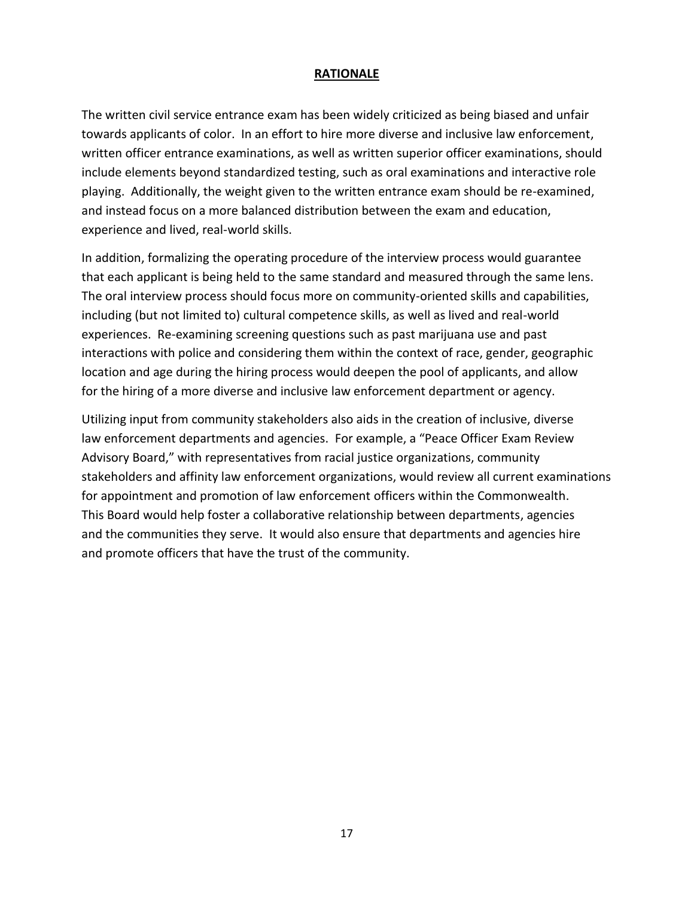## RATIONALE

The written civil service entrance exam has been widely criticized as being biased and unfair towards applicants of color. In an effort to hire more diverse and inclusive law enforcement, written officer entrance examinations, as well as written superior officer examinations, should include elements beyond standardized testing, such as oral examinations and interactive role playing. Additionally, the weight given to the written entrance exam should be re-examined, and instead focus on a more balanced distribution between the exam and education, experience and lived, real-world skills.

In addition, formalizing the operating procedure of the interview process would guarantee that each applicant is being held to the same standard and measured through the same lens. The oral interview process should focus more on community-oriented skills and capabilities, including (but not limited to) cultural competence skills, as well as lived and real-world experiences. Re-examining screening questions such as past marijuana use and past interactions with police and considering them within the context of race, gender, geographic location and age during the hiring process would deepen the pool of applicants, and allow for the hiring of a more diverse and inclusive law enforcement department or agency.

Utilizing input from community stakeholders also aids in the creation of inclusive, diverse law enforcement departments and agencies. For example, a "Peace Officer Exam Review Advisory Board," with representatives from racial justice organizations, community stakeholders and affinity law enforcement organizations, would review all current examinations for appointment and promotion of law enforcement officers within the Commonwealth. This Board would help foster a collaborative relationship between departments, agencies and the communities they serve. It would also ensure that departments and agencies hire and promote officers that have the trust of the community.